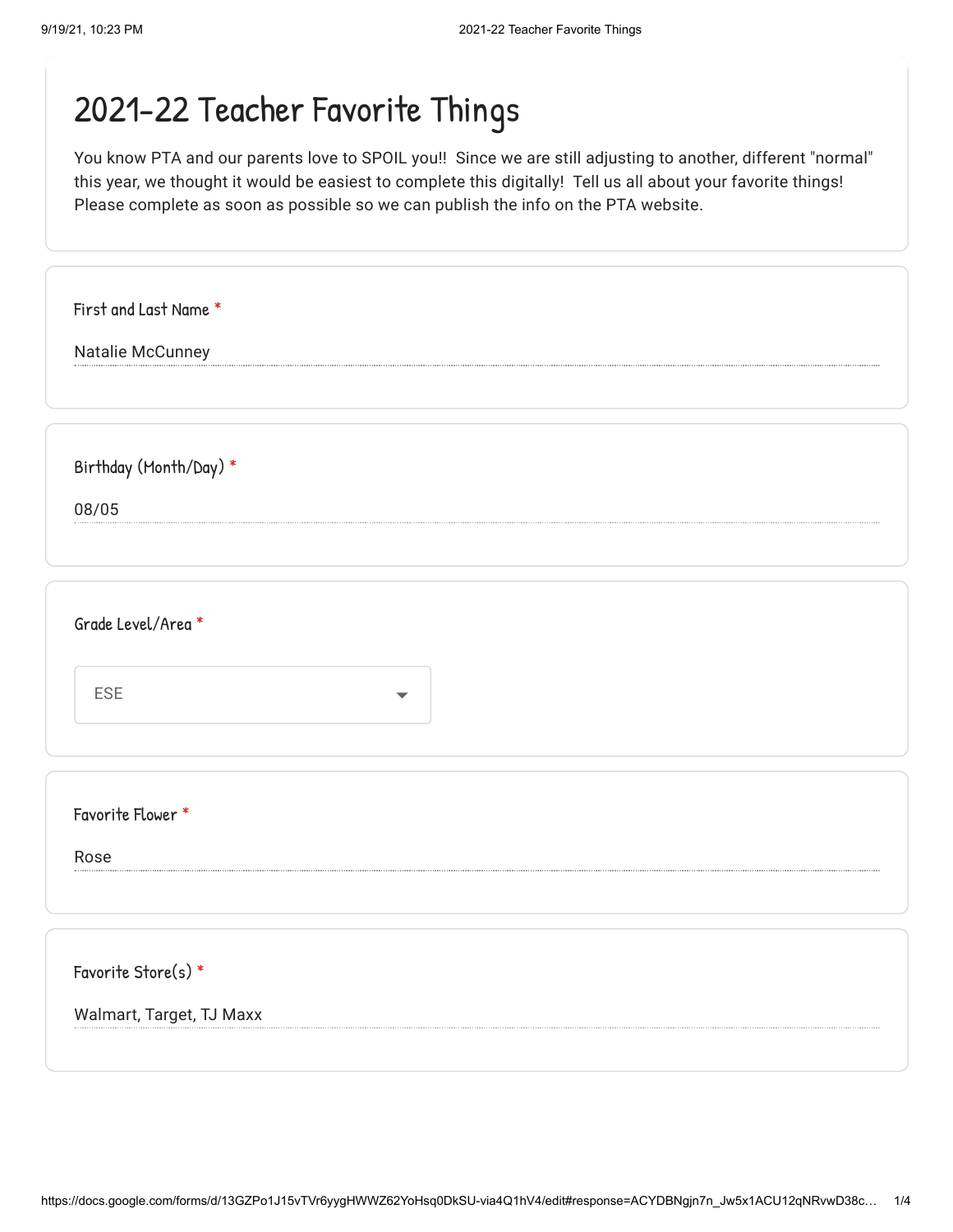# 2021-22 Teacher Favorite Things

You know PTA and our parents love to SPOIL you!! Since we are still adjusting to another, different "normal" this year, we thought it would be easiest to complete this digitally! Tell us all about your favorite things! Please complete as soon as possible so we can publish the info on the PTA website.

**First and Last Name** *

Natalie McCunney

**Birthday (Month/Day)** *

08/05

**Grade Level/Area** *

ESE

**Favorite Flower** *

Rose

**Favorite Store(s)** *

Walmart, Target, TJ Maxx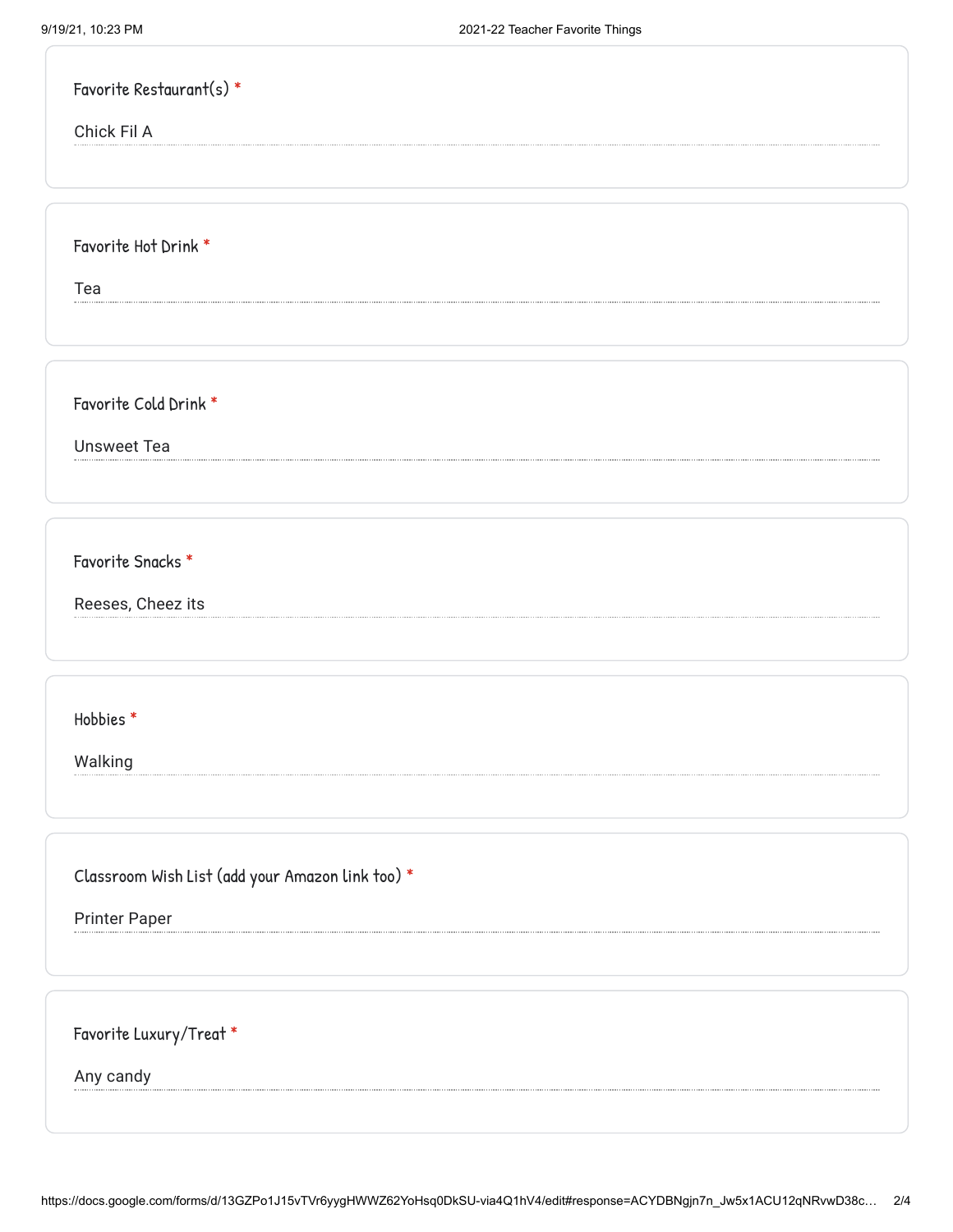**Favorite Restaurant(s)** *

Chick Fil A

**Favorite Hot Drink** *

Tea

**Favorite Cold Drink** *

Unsweet Tea

**Favorite Snacks** *

Reeses, Cheez its

**Hobbies** *

Walking

**Classroom Wish List (add your Amazon link too)** *

Printer Paper

**Favorite Luxury/Treat** *

Any candy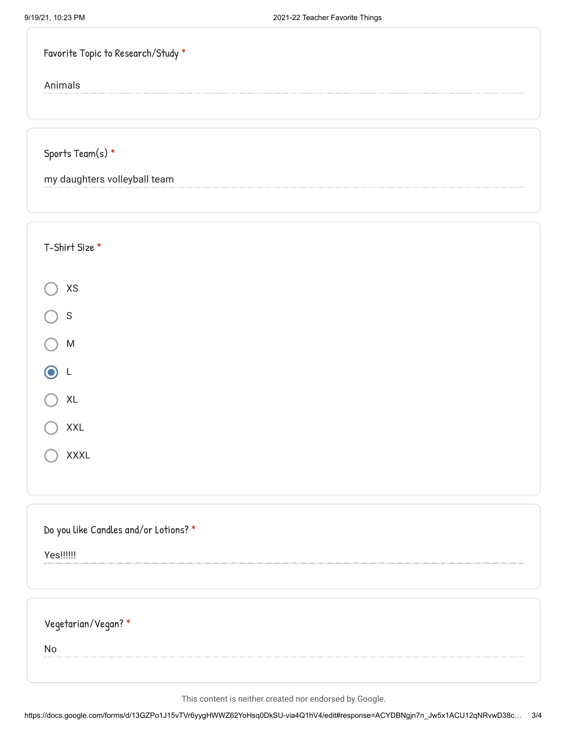**Favorite Topic to Research/Study** *

Animals

**Sports Team(s)** *

my daughters volleyball team

**T-Shirt Size** *

- ○ XS
- ○ S
- ○ M
- ◉ L
- ○ XL
- ○ XXL
- ○ XXXL

**Do you like Candles and/or Lotions?** *

Yes!!!!!!

**Vegetarian/Vegan?** *

No

This content is neither created nor endorsed by Google.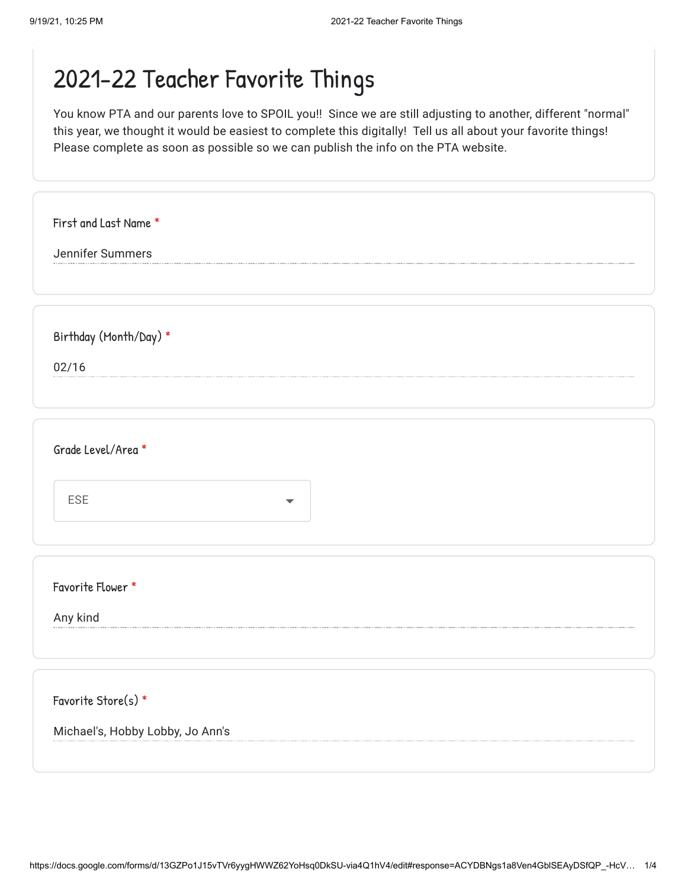# 2021-22 Teacher Favorite Things

You know PTA and our parents love to SPOIL you!! Since we are still adjusting to another, different "normal" this year, we thought it would be easiest to complete this digitally! Tell us all about your favorite things! Please complete as soon as possible so we can publish the info on the PTA website.

**First and Last Name** *

Jennifer Summers

**Birthday (Month/Day)** *

02/16

**Grade Level/Area** *

ESE

**Favorite Flower** *

Any kind

**Favorite Store(s)** *

Michael's, Hobby Lobby, Jo Ann's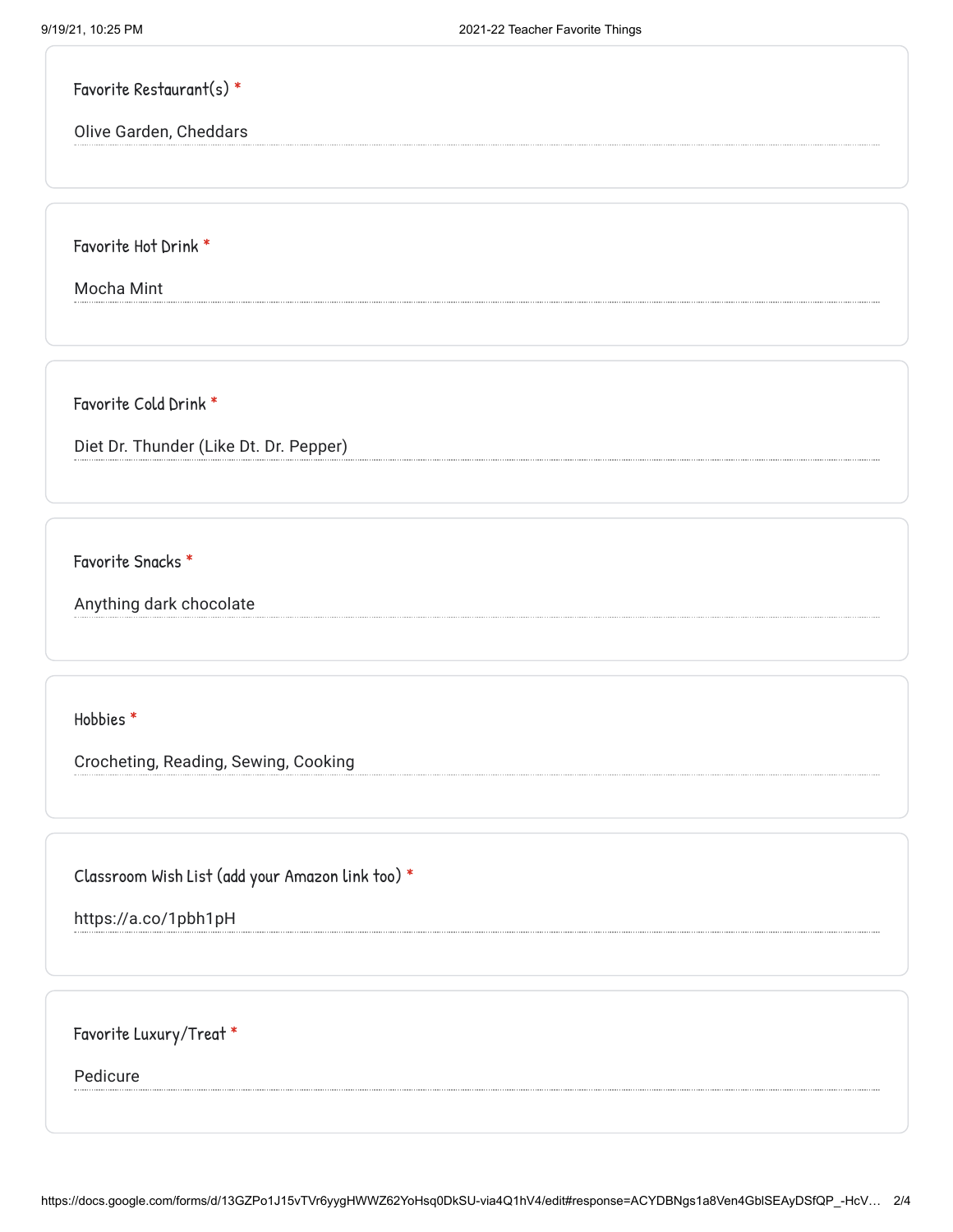Favorite Restaurant(s) *

Olive Garden, Cheddars

Favorite Hot Drink *

Mocha Mint

Favorite Cold Drink *

Diet Dr. Thunder (Like Dt. Dr. Pepper)

Favorite Snacks *

Anything dark chocolate

Hobbies *

Crocheting, Reading, Sewing, Cooking

Classroom Wish List (add your Amazon link too) *

https://a.co/1pbh1pH

Favorite Luxury/Treat *

Pedicure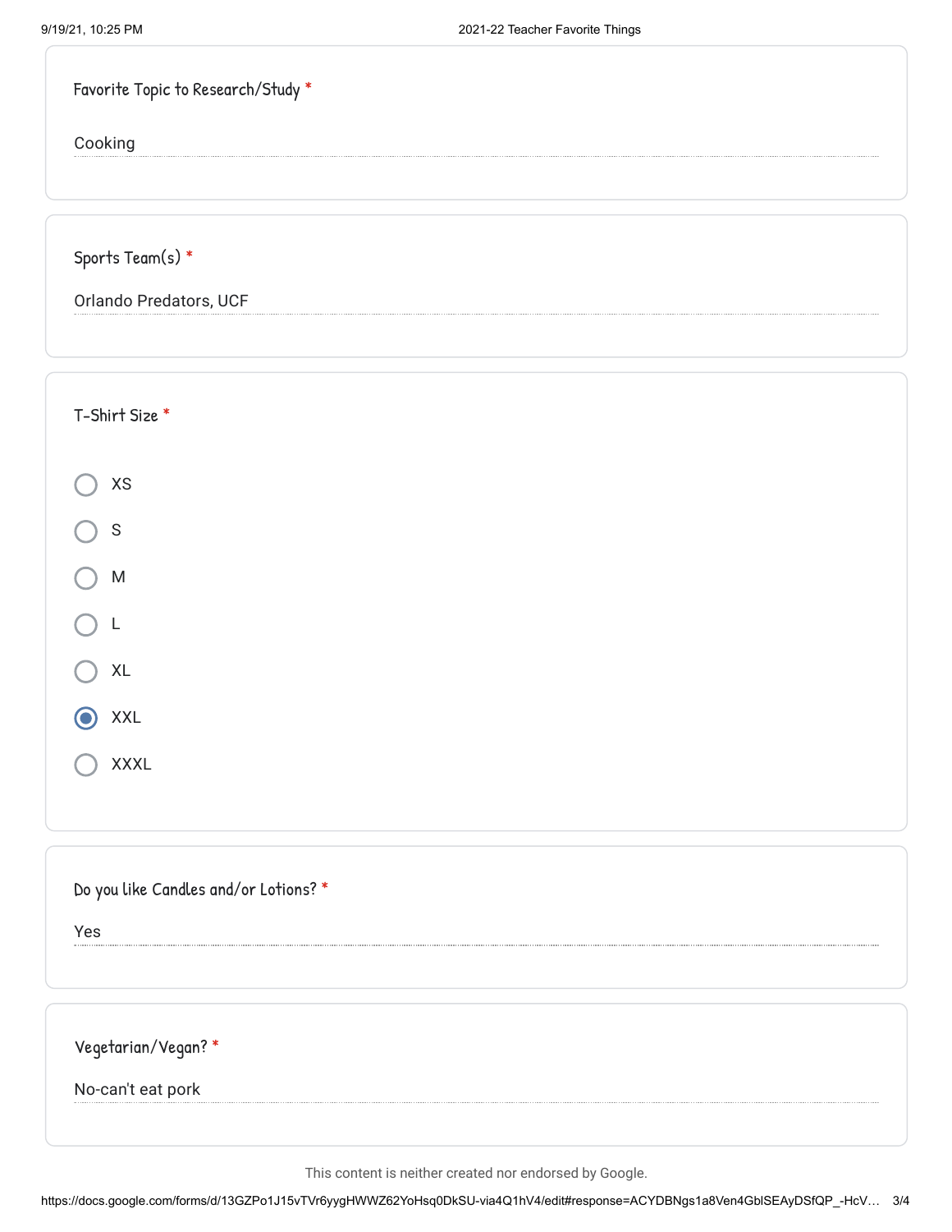Favorite Topic to Research/Study *

Cooking

Sports Team(s) *

Orlando Predators, UCF

T-Shirt Size *

- ○ XS
- ○ S
- ○ M
- ○ L
- ○ XL
- ◉ XXL
- ○ XXXL

Do you like Candles and/or Lotions? *

Yes

Vegetarian/Vegan? *

No-can't eat pork

This content is neither created nor endorsed by Google.